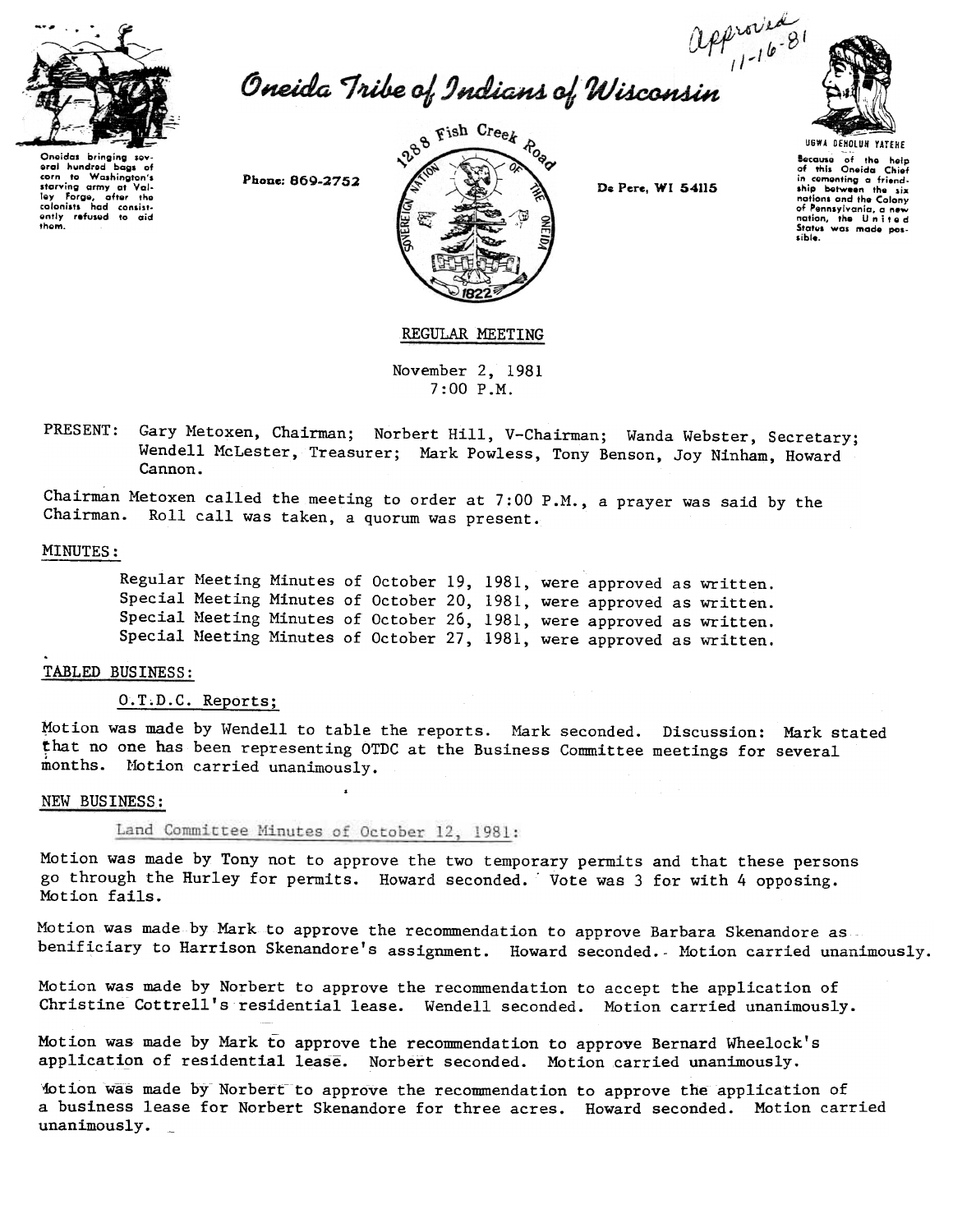Approved 11-16-81

Oneidas bringing several hundred bags of corn to Washington's starving army at Valley Forge, after the colonists had consistently refused to aid them.

# Oneida Tribe of Indians of Wisconsin

Phone: 869-2752

1288 Fish Creek Road

De Pere, WI 54115

UGWA DEHOLUN YATEHE

Because of the help of this Oneida Chief in cementing a friendship between the six nations and the Colony of Pennsylvania, a new nation, the United States was made possible.

## REGULAR MEETING

November 2, 1981
7:00 P.M.

PRESENT: Gary Metoxen, Chairman; Norbert Hill, V-Chairman; Wanda Webster, Secretary; Wendell McLester, Treasurer; Mark Powless, Tony Benson, Joy Ninham, Howard Cannon.

Chairman Metoxen called the meeting to order at 7:00 P.M., a prayer was said by the Chairman. Roll call was taken, a quorum was present.

### MINUTES:

Regular Meeting Minutes of October 19, 1981, were approved as written.
Special Meeting Minutes of October 20, 1981, were approved as written.
Special Meeting Minutes of October 26, 1981, were approved as written.
Special Meeting Minutes of October 27, 1981, were approved as written.

### TABLED BUSINESS:

O.T.D.C. Reports;

Motion was made by Wendell to table the reports. Mark seconded. Discussion: Mark stated that no one has been representing OTDC at the Business Committee meetings for several months. Motion carried unanimously.

### NEW BUSINESS:

Land Committee Minutes of October 12, 1981:

Motion was made by Tony not to approve the two temporary permits and that these persons go through the Hurley for permits. Howard seconded. Vote was 3 for with 4 opposing. Motion fails.

Motion was made by Mark to approve the recommendation to approve Barbara Skenandore as benificiary to Harrison Skenandore's assignment. Howard seconded. Motion carried unanimously.

Motion was made by Norbert to approve the recommendation to accept the application of Christine Cottrell's residential lease. Wendell seconded. Motion carried unanimously.

Motion was made by Mark to approve the recommendation to approve Bernard Wheelock's application of residential lease. Norbert seconded. Motion carried unanimously.

Motion was made by Norbert to approve the recommendation to approve the application of a business lease for Norbert Skenandore for three acres. Howard seconded. Motion carried unanimously.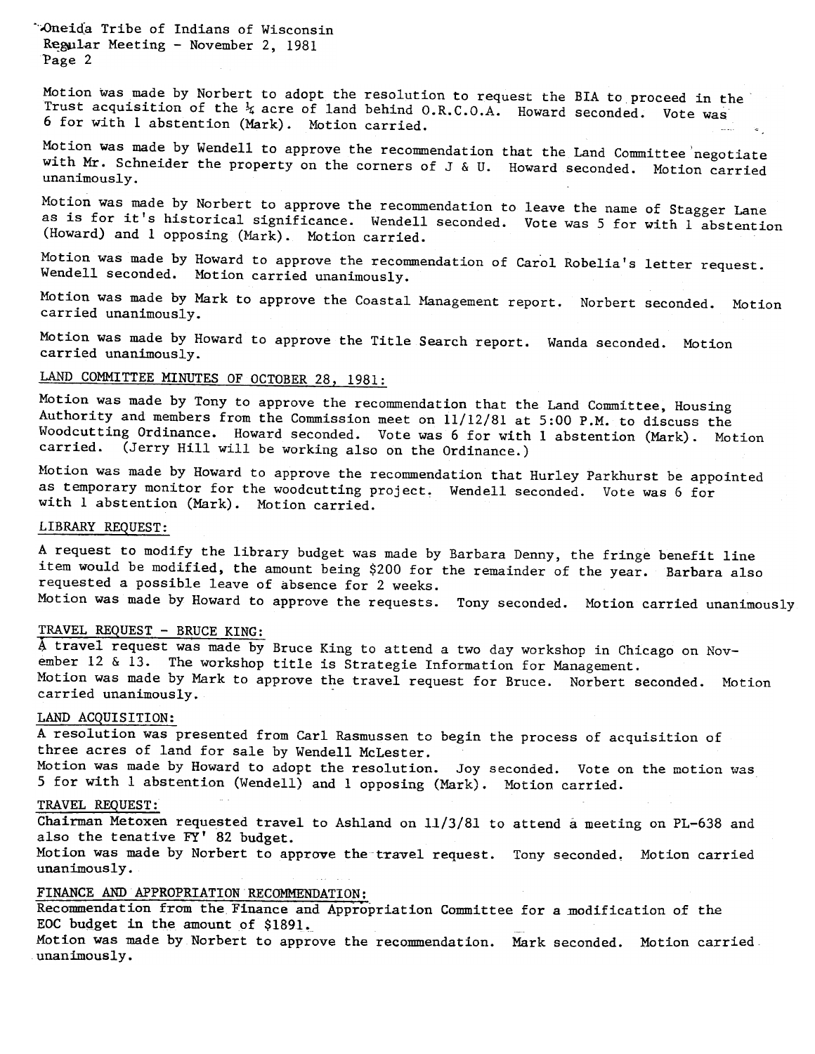Motion was made by Norbert to adopt the resolution to request the BIA to proceed in the Trust acquisition of the ¼ acre of land behind O.R.C.O.A. Howard seconded. Vote was 6 for with 1 abstention (Mark). Motion carried.

Motion was made by Wendell to approve the recommendation that the Land Committee negotiate with Mr. Schneider the property on the corners of J & U. Howard seconded. Motion carried unanimously.

Motion was made by Norbert to approve the recommendation to leave the name of Stagger Lane as is for it's historical significance. Wendell seconded. Vote was 5 for with 1 abstention (Howard) and 1 opposing (Mark). Motion carried.

Motion was made by Howard to approve the recommendation of Carol Robelia's letter request. Wendell seconded. Motion carried unanimously.

Motion was made by Mark to approve the Coastal Management report. Norbert seconded. Motion carried unanimously.

Motion was made by Howard to approve the Title Search report. Wanda seconded. Motion carried unanimously.

LAND COMMITTEE MINUTES OF OCTOBER 28, 1981:

Motion was made by Tony to approve the recommendation that the Land Committee, Housing Authority and members from the Commission meet on 11/12/81 at 5:00 P.M. to discuss the Woodcutting Ordinance. Howard seconded. Vote was 6 for with 1 abstention (Mark). Motion carried. (Jerry Hill will be working also on the Ordinance.)

Motion was made by Howard to approve the recommendation that Hurley Parkhurst be appointed as temporary monitor for the woodcutting project. Wendell seconded. Vote was 6 for with 1 abstention (Mark). Motion carried.

LIBRARY REQUEST:

A request to modify the library budget was made by Barbara Denny, the fringe benefit line item would be modified, the amount being $200 for the remainder of the year. Barbara also requested a possible leave of absence for 2 weeks.
Motion was made by Howard to approve the requests. Tony seconded. Motion carried unanimously

TRAVEL REQUEST - BRUCE KING:

A travel request was made by Bruce King to attend a two day workshop in Chicago on November 12 & 13. The workshop title is Strategie Information for Management.
Motion was made by Mark to approve the travel request for Bruce. Norbert seconded. Motion carried unanimously.

LAND ACQUISITION:

A resolution was presented from Carl Rasmussen to begin the process of acquisition of three acres of land for sale by Wendell McLester.
Motion was made by Howard to adopt the resolution. Joy seconded. Vote on the motion was 5 for with 1 abstention (Wendell) and 1 opposing (Mark). Motion carried.

TRAVEL REQUEST:

Chairman Metoxen requested travel to Ashland on 11/3/81 to attend a meeting on PL-638 and also the tenative FY' 82 budget.
Motion was made by Norbert to approve the travel request. Tony seconded. Motion carried unanimously.

FINANCE AND APPROPRIATION RECOMMENDATION:

Recommendation from the Finance and Appropriation Committee for a modification of the EOC budget in the amount of $1891.
Motion was made by Norbert to approve the recommendation. Mark seconded. Motion carried unanimously.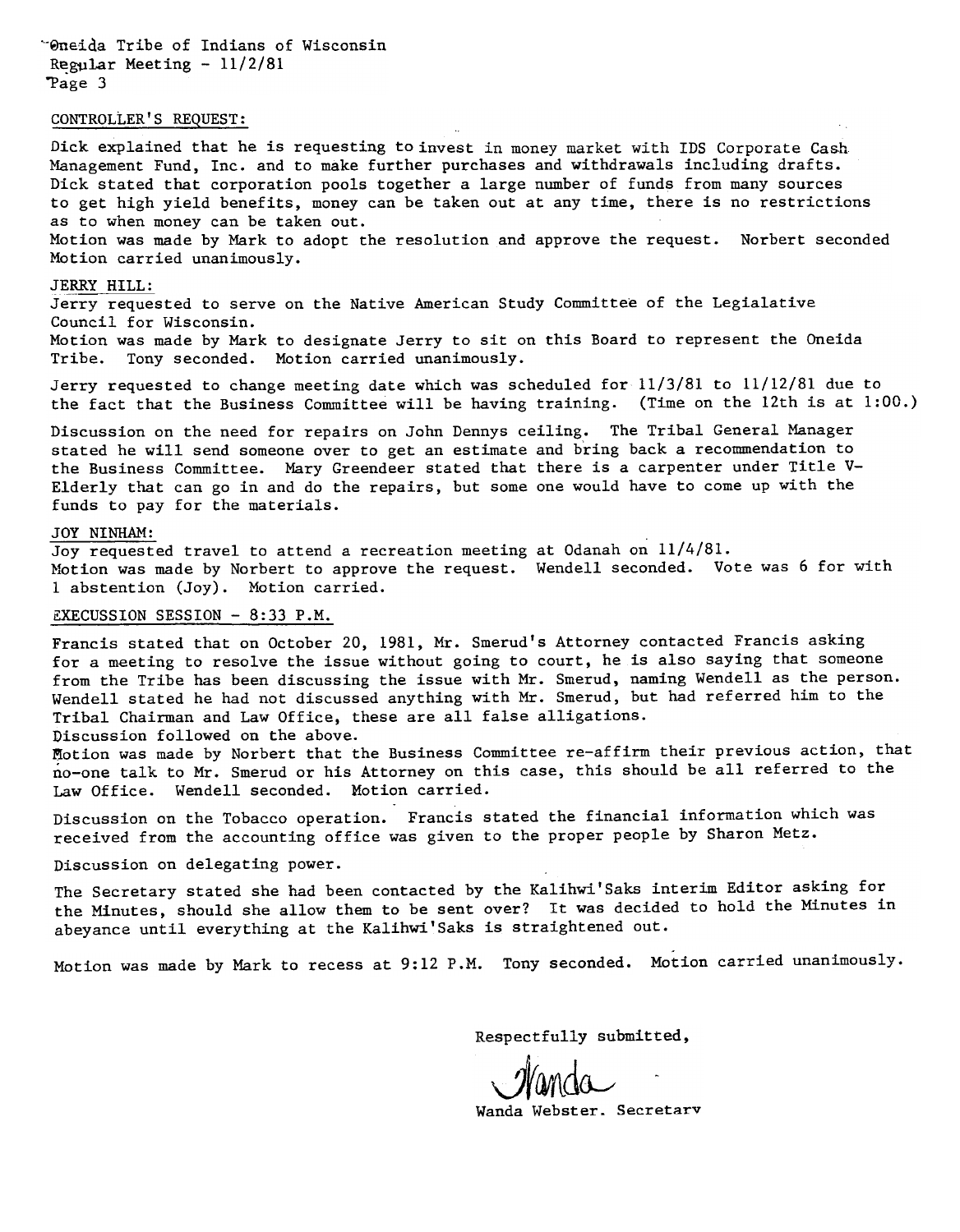Oneida Tribe of Indians of Wisconsin
Regular Meeting - 11/2/81
Page 3

CONTROLLER'S REQUEST:

Dick explained that he is requesting to invest in money market with IDS Corporate Cash Management Fund, Inc. and to make further purchases and withdrawals including drafts. Dick stated that corporation pools together a large number of funds from many sources to get high yield benefits, money can be taken out at any time, there is no restrictions as to when money can be taken out.
Motion was made by Mark to adopt the resolution and approve the request. Norbert seconded Motion carried unanimously.

JERRY HILL:
Jerry requested to serve on the Native American Study Committee of the Legialative Council for Wisconsin.
Motion was made by Mark to designate Jerry to sit on this Board to represent the Oneida Tribe. Tony seconded. Motion carried unanimously.

Jerry requested to change meeting date which was scheduled for 11/3/81 to 11/12/81 due to the fact that the Business Committee will be having training. (Time on the 12th is at 1:00.)

Discussion on the need for repairs on John Dennys ceiling. The Tribal General Manager stated he will send someone over to get an estimate and bring back a recommendation to the Business Committee. Mary Greendeer stated that there is a carpenter under Title V-Elderly that can go in and do the repairs, but some one would have to come up with the funds to pay for the materials.

JOY NINHAM:
Joy requested travel to attend a recreation meeting at Odanah on 11/4/81.
Motion was made by Norbert to approve the request. Wendell seconded. Vote was 6 for with 1 abstention (Joy). Motion carried.

EXECUSSION SESSION - 8:33 P.M.

Francis stated that on October 20, 1981, Mr. Smerud's Attorney contacted Francis asking for a meeting to resolve the issue without going to court, he is also saying that someone from the Tribe has been discussing the issue with Mr. Smerud, naming Wendell as the person. Wendell stated he had not discussed anything with Mr. Smerud, but had referred him to the Tribal Chairman and Law Office, these are all false alligations.
Discussion followed on the above.
Motion was made by Norbert that the Business Committee re-affirm their previous action, that no-one talk to Mr. Smerud or his Attorney on this case, this should be all referred to the Law Office. Wendell seconded. Motion carried.

Discussion on the Tobacco operation. Francis stated the financial information which was received from the accounting office was given to the proper people by Sharon Metz.

Discussion on delegating power.

The Secretary stated she had been contacted by the Kalihwi'Saks interim Editor asking for the Minutes, should she allow them to be sent over? It was decided to hold the Minutes in abeyance until everything at the Kalihwi'Saks is straightened out.

Motion was made by Mark to recess at 9:12 P.M. Tony seconded. Motion carried unanimously.

Respectfully submitted,

Wanda

Wanda Webster. Secretary